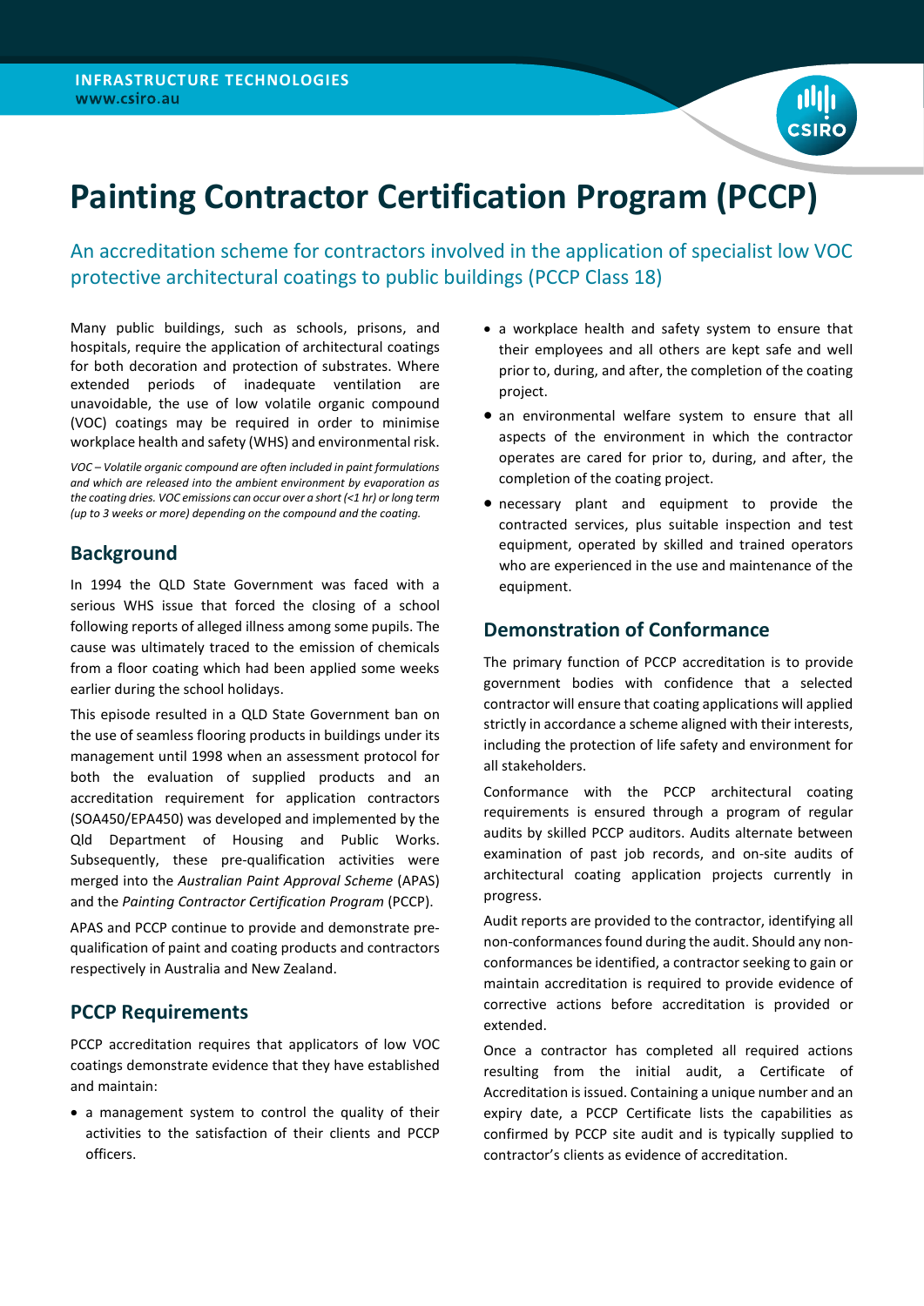INFRASTRUCTURE TECHNOLOGIES
www.csiro.au

# Painting Contractor Certification Program (PCCP)

## An accreditation scheme for contractors involved in the application of specialist low VOC protective architectural coatings to public buildings (PCCP Class 18)

Many public buildings, such as schools, prisons, and hospitals, require the application of architectural coatings for both decoration and protection of substrates. Where extended periods of inadequate ventilation are unavoidable, the use of low volatile organic compound (VOC) coatings may be required in order to minimise workplace health and safety (WHS) and environmental risk.

*VOC – Volatile organic compound are often included in paint formulations and which are released into the ambient environment by evaporation as the coating dries. VOC emissions can occur over a short (<1 hr) or long term (up to 3 weeks or more) depending on the compound and the coating.*

## Background

In 1994 the QLD State Government was faced with a serious WHS issue that forced the closing of a school following reports of alleged illness among some pupils. The cause was ultimately traced to the emission of chemicals from a floor coating which had been applied some weeks earlier during the school holidays.

This episode resulted in a QLD State Government ban on the use of seamless flooring products in buildings under its management until 1998 when an assessment protocol for both the evaluation of supplied products and an accreditation requirement for application contractors (SOA450/EPA450) was developed and implemented by the Qld Department of Housing and Public Works. Subsequently, these pre-qualification activities were merged into the *Australian Paint Approval Scheme* (APAS) and the *Painting Contractor Certification Program* (PCCP).

APAS and PCCP continue to provide and demonstrate pre-qualification of paint and coating products and contractors respectively in Australia and New Zealand.

## PCCP Requirements

PCCP accreditation requires that applicators of low VOC coatings demonstrate evidence that they have established and maintain:

- a management system to control the quality of their activities to the satisfaction of their clients and PCCP officers.
- a workplace health and safety system to ensure that their employees and all others are kept safe and well prior to, during, and after, the completion of the coating project.
- an environmental welfare system to ensure that all aspects of the environment in which the contractor operates are cared for prior to, during, and after, the completion of the coating project.
- necessary plant and equipment to provide the contracted services, plus suitable inspection and test equipment, operated by skilled and trained operators who are experienced in the use and maintenance of the equipment.

## Demonstration of Conformance

The primary function of PCCP accreditation is to provide government bodies with confidence that a selected contractor will ensure that coating applications will applied strictly in accordance a scheme aligned with their interests, including the protection of life safety and environment for all stakeholders.

Conformance with the PCCP architectural coating requirements is ensured through a program of regular audits by skilled PCCP auditors. Audits alternate between examination of past job records, and on-site audits of architectural coating application projects currently in progress.

Audit reports are provided to the contractor, identifying all non-conformances found during the audit. Should any non-conformances be identified, a contractor seeking to gain or maintain accreditation is required to provide evidence of corrective actions before accreditation is provided or extended.

Once a contractor has completed all required actions resulting from the initial audit, a Certificate of Accreditation is issued. Containing a unique number and an expiry date, a PCCP Certificate lists the capabilities as confirmed by PCCP site audit and is typically supplied to contractor's clients as evidence of accreditation.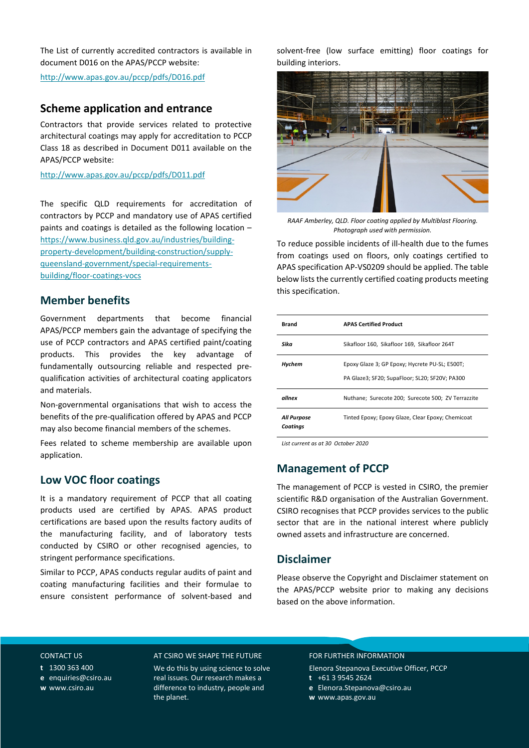The List of currently accredited contractors is available in document D016 on the APAS/PCCP website:

http://www.apas.gov.au/pccp/pdfs/D016.pdf

## Scheme application and entrance

Contractors that provide services related to protective architectural coatings may apply for accreditation to PCCP Class 18 as described in Document D011 available on the APAS/PCCP website:

http://www.apas.gov.au/pccp/pdfs/D011.pdf

The specific QLD requirements for accreditation of contractors by PCCP and mandatory use of APAS certified paints and coatings is detailed as the following location – https://www.business.qld.gov.au/industries/building-property-development/building-construction/supply-queensland-government/special-requirements-building/floor-coatings-vocs

## Member benefits

Government departments that become financial APAS/PCCP members gain the advantage of specifying the use of PCCP contractors and APAS certified paint/coating products. This provides the key advantage of fundamentally outsourcing reliable and respected pre-qualification activities of architectural coating applicators and materials.

Non-governmental organisations that wish to access the benefits of the pre-qualification offered by APAS and PCCP may also become financial members of the schemes.

Fees related to scheme membership are available upon application.

## Low VOC floor coatings

It is a mandatory requirement of PCCP that all coating products used are certified by APAS. APAS product certifications are based upon the results factory audits of the manufacturing facility, and of laboratory tests conducted by CSIRO or other recognised agencies, to stringent performance specifications.

Similar to PCCP, APAS conducts regular audits of paint and coating manufacturing facilities and their formulae to ensure consistent performance of solvent-based and solvent-free (low surface emitting) floor coatings for building interiors.

*RAAF Amberley, QLD. Floor coating applied by Multiblast Flooring. Photograph used with permission.*

To reduce possible incidents of ill-health due to the fumes from coatings used on floors, only coatings certified to APAS specification AP-VS0209 should be applied. The table below lists the currently certified coating products meeting this specification.

| Brand | APAS Certified Product |
|---|---|
| *Sika* | Sikafloor 160, Sikafloor 169, Sikafloor 264T |
| *Hychem* | Epoxy Glaze 3; GP Epoxy; Hycrete PU-SL; E500T; PA Glaze3; SF20; SupaFloor; SL20; SF20V; PA300 |
| *allnex* | Nuthane; Surecote 200; Surecote 500; ZV Terrazzite |
| *All Purpose Coatings* | Tinted Epoxy; Epoxy Glaze, Clear Epoxy; Chemicoat |

*List current as at 30 October 2020*

## Management of PCCP

The management of PCCP is vested in CSIRO, the premier scientific R&D organisation of the Australian Government. CSIRO recognises that PCCP provides services to the public sector that are in the national interest where publicly owned assets and infrastructure are concerned.

## Disclaimer

Please observe the Copyright and Disclaimer statement on the APAS/PCCP website prior to making any decisions based on the above information.

CONTACT US
**t** 1300 363 400
**e** enquiries@csiro.au
**w** www.csiro.au

AT CSIRO WE SHAPE THE FUTURE
We do this by using science to solve real issues. Our research makes a difference to industry, people and the planet.

FOR FURTHER INFORMATION
Elenora Stepanova Executive Officer, PCCP
**t** +61 3 9545 2624
**e** Elenora.Stepanova@csiro.au
**w** www.apas.gov.au